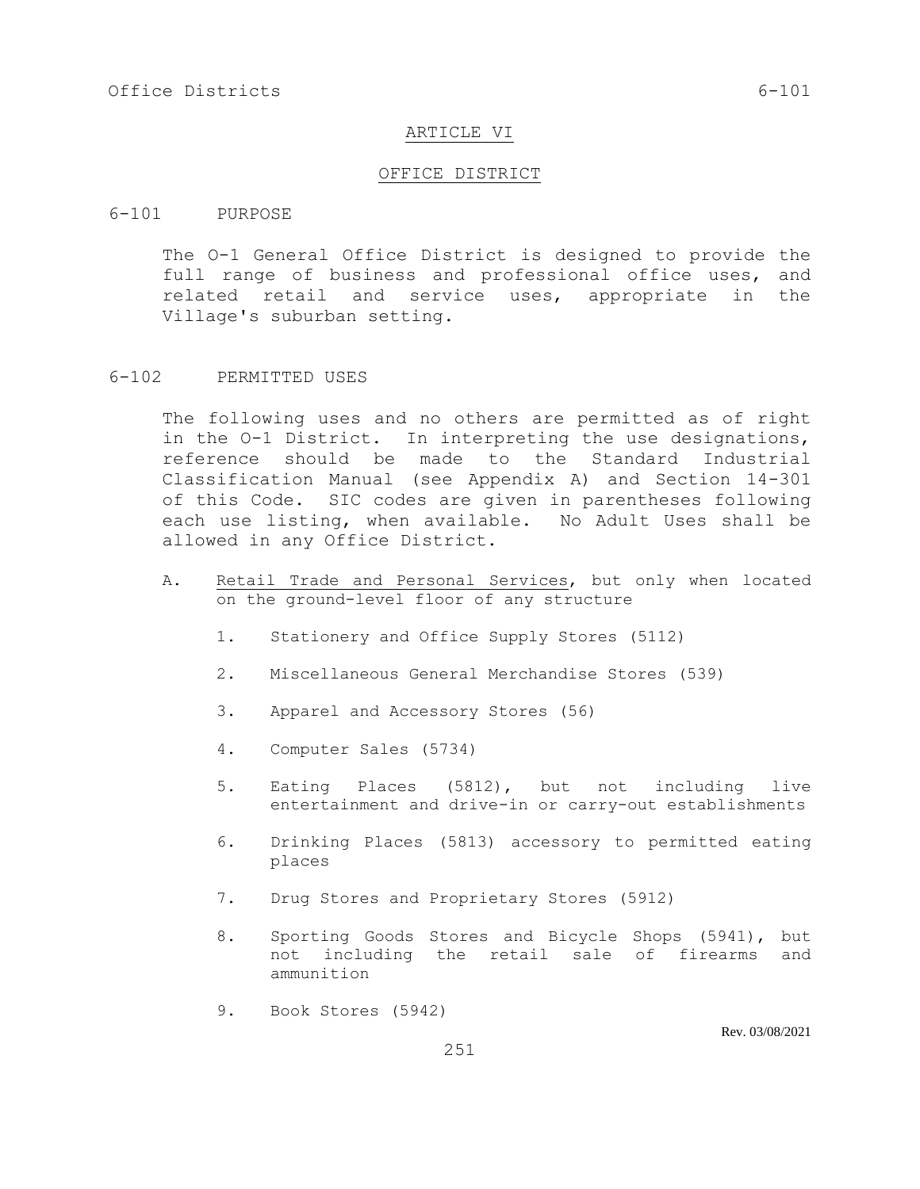# ARTICLE VI

## OFFICE DISTRICT

### 6-101 PURPOSE

The O-1 General Office District is designed to provide the full range of business and professional office uses, and related retail and service uses, appropriate in the Village's suburban setting.

### 6-102 PERMITTED USES

The following uses and no others are permitted as of right in the O-1 District. In interpreting the use designations, reference should be made to the Standard Industrial Classification Manual (see Appendix A) and Section 14-301 of this Code. SIC codes are given in parentheses following each use listing, when available. No Adult Uses shall be allowed in any Office District.

A. Retail Trade and Personal Services, but only when located on the ground-level floor of any structure

1. Stationery and Office Supply Stores (5112)
2. Miscellaneous General Merchandise Stores (539)
3. Apparel and Accessory Stores (56)
4. Computer Sales (5734)
5. Eating Places (5812), but not including live entertainment and drive-in or carry-out establishments
6. Drinking Places (5813) accessory to permitted eating places
7. Drug Stores and Proprietary Stores (5912)
8. Sporting Goods Stores and Bicycle Shops (5941), but not including the retail sale of firearms and ammunition
9. Book Stores (5942)

Rev. 03/08/2021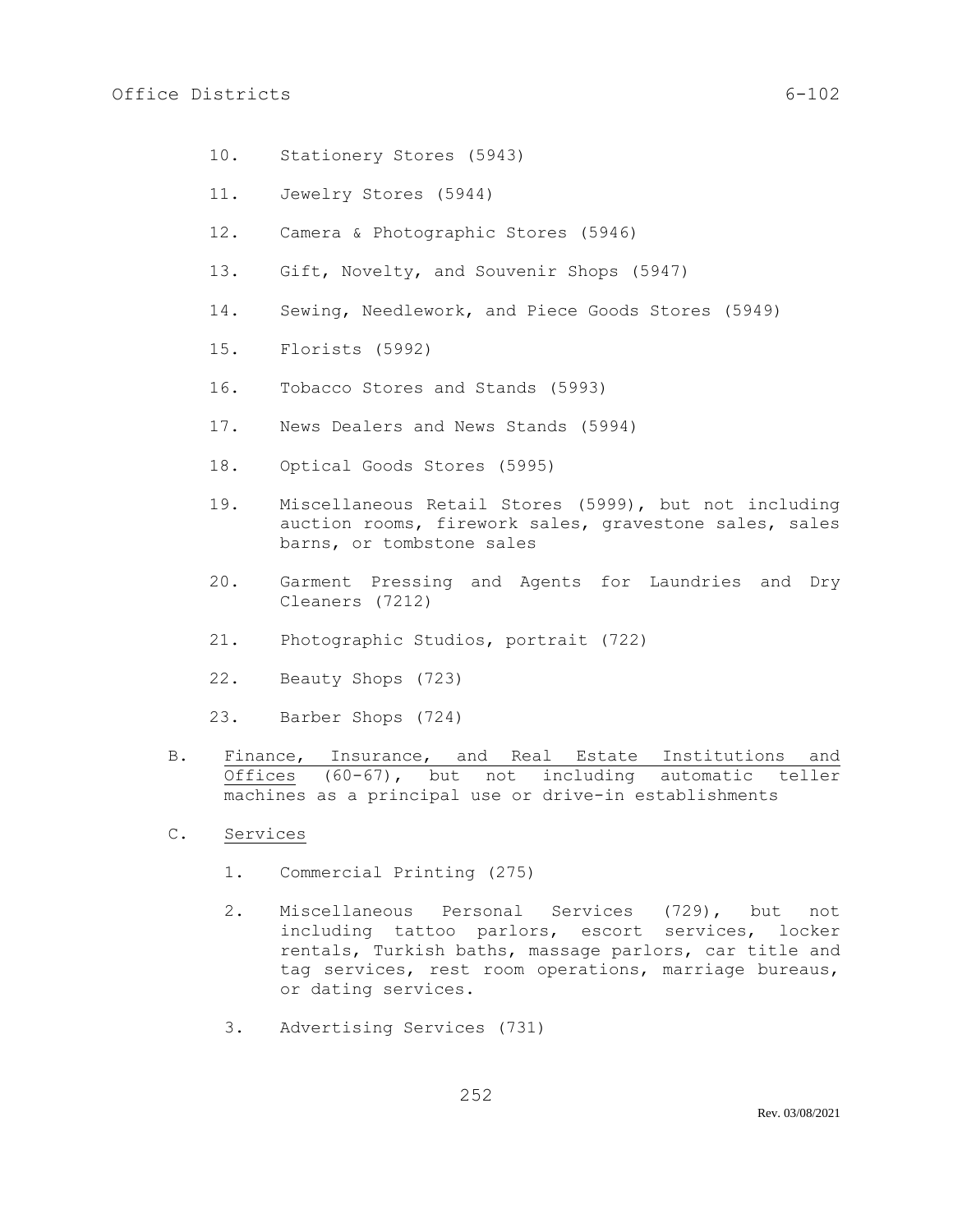10. Stationery Stores (5943)

11. Jewelry Stores (5944)

12. Camera & Photographic Stores (5946)

13. Gift, Novelty, and Souvenir Shops (5947)

14. Sewing, Needlework, and Piece Goods Stores (5949)

15. Florists (5992)

16. Tobacco Stores and Stands (5993)

17. News Dealers and News Stands (5994)

18. Optical Goods Stores (5995)

19. Miscellaneous Retail Stores (5999), but not including auction rooms, firework sales, gravestone sales, sales barns, or tombstone sales

20. Garment Pressing and Agents for Laundries and Dry Cleaners (7212)

21. Photographic Studios, portrait (722)

22. Beauty Shops (723)

23. Barber Shops (724)

B. <u>Finance, Insurance, and Real Estate Institutions and Offices</u> (60-67), but not including automatic teller machines as a principal use or drive-in establishments

C. <u>Services</u>

1. Commercial Printing (275)

2. Miscellaneous Personal Services (729), but not including tattoo parlors, escort services, locker rentals, Turkish baths, massage parlors, car title and tag services, rest room operations, marriage bureaus, or dating services.

3. Advertising Services (731)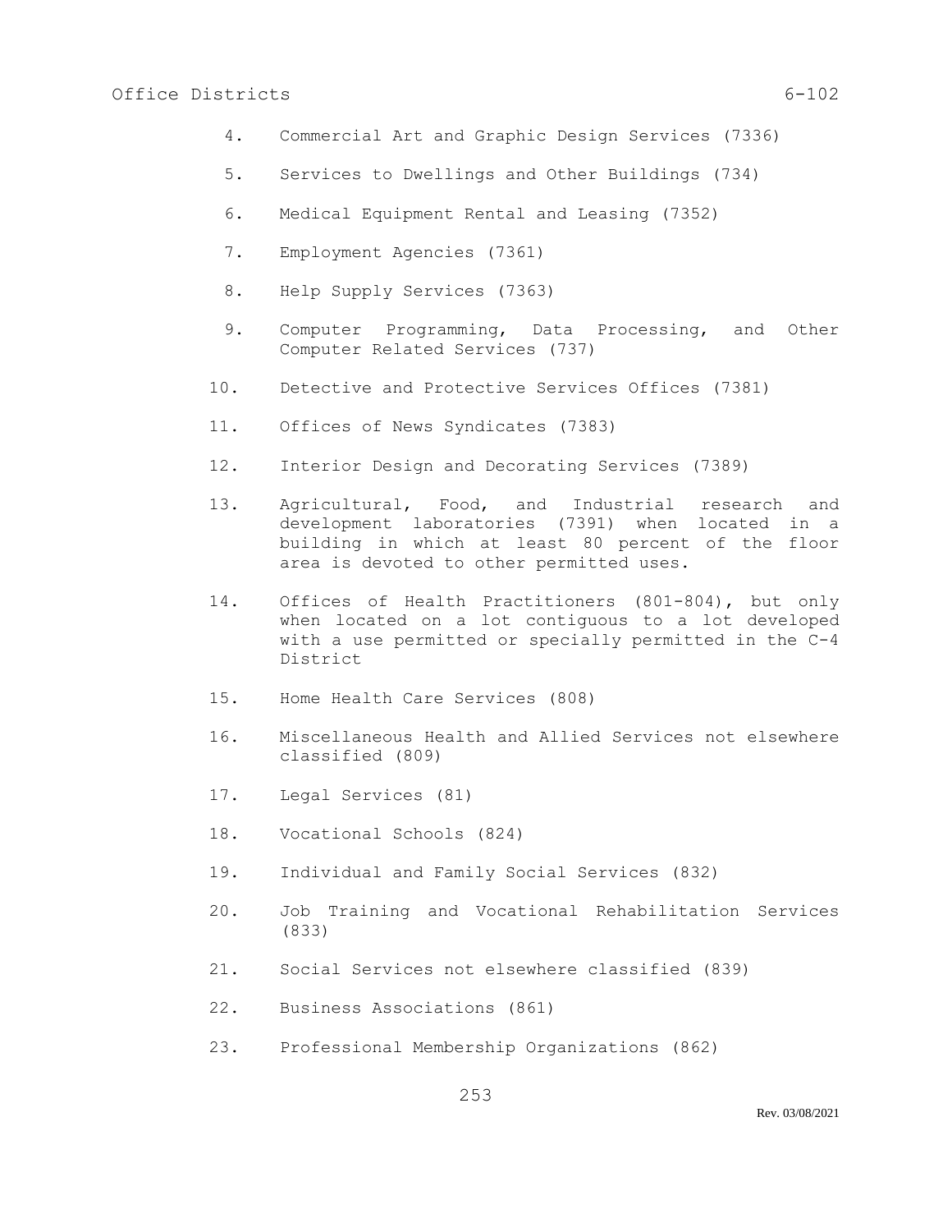4. Commercial Art and Graphic Design Services (7336)

5. Services to Dwellings and Other Buildings (734)

6. Medical Equipment Rental and Leasing (7352)

7. Employment Agencies (7361)

8. Help Supply Services (7363)

9. Computer Programming, Data Processing, and Other Computer Related Services (737)

10. Detective and Protective Services Offices (7381)

11. Offices of News Syndicates (7383)

12. Interior Design and Decorating Services (7389)

13. Agricultural, Food, and Industrial research and development laboratories (7391) when located in a building in which at least 80 percent of the floor area is devoted to other permitted uses.

14. Offices of Health Practitioners (801-804), but only when located on a lot contiguous to a lot developed with a use permitted or specially permitted in the C-4 District

15. Home Health Care Services (808)

16. Miscellaneous Health and Allied Services not elsewhere classified (809)

17. Legal Services (81)

18. Vocational Schools (824)

19. Individual and Family Social Services (832)

20. Job Training and Vocational Rehabilitation Services (833)

21. Social Services not elsewhere classified (839)

22. Business Associations (861)

23. Professional Membership Organizations (862)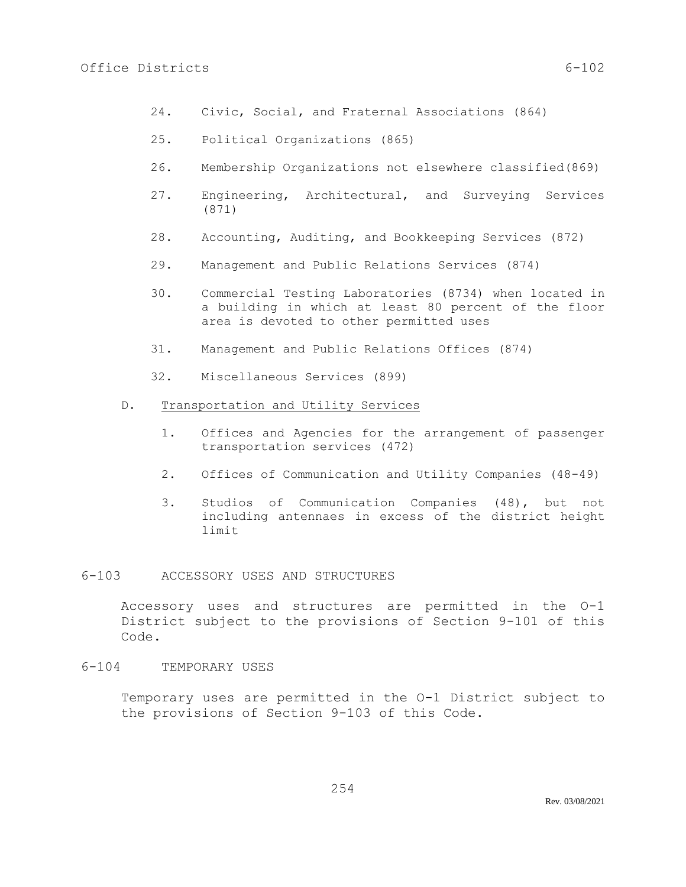24. Civic, Social, and Fraternal Associations (864)

25. Political Organizations (865)

26. Membership Organizations not elsewhere classified(869)

27. Engineering, Architectural, and Surveying Services (871)

28. Accounting, Auditing, and Bookkeeping Services (872)

29. Management and Public Relations Services (874)

30. Commercial Testing Laboratories (8734) when located in a building in which at least 80 percent of the floor area is devoted to other permitted uses

31. Management and Public Relations Offices (874)

32. Miscellaneous Services (899)

D. Transportation and Utility Services

1. Offices and Agencies for the arrangement of passenger transportation services (472)

2. Offices of Communication and Utility Companies (48-49)

3. Studios of Communication Companies (48), but not including antennaes in excess of the district height limit

## 6-103 ACCESSORY USES AND STRUCTURES

Accessory uses and structures are permitted in the O-1 District subject to the provisions of Section 9-101 of this Code.

## 6-104 TEMPORARY USES

Temporary uses are permitted in the O-1 District subject to the provisions of Section 9-103 of this Code.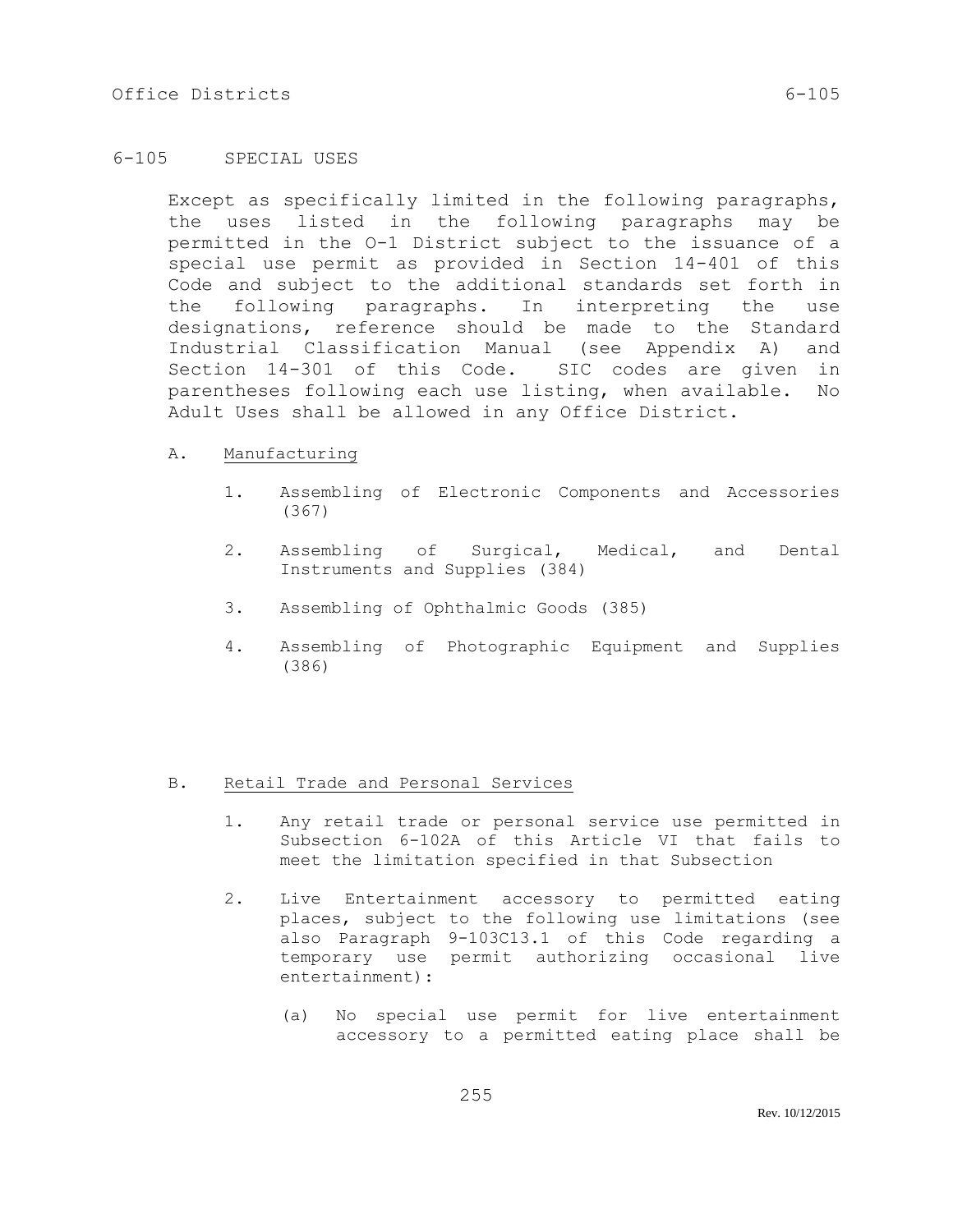## 6-105 SPECIAL USES

Except as specifically limited in the following paragraphs, the uses listed in the following paragraphs may be permitted in the O-1 District subject to the issuance of a special use permit as provided in Section 14-401 of this Code and subject to the additional standards set forth in the following paragraphs. In interpreting the use designations, reference should be made to the Standard Industrial Classification Manual (see Appendix A) and Section 14-301 of this Code. SIC codes are given in parentheses following each use listing, when available. No Adult Uses shall be allowed in any Office District.

A. Manufacturing

1. Assembling of Electronic Components and Accessories (367)
2. Assembling of Surgical, Medical, and Dental Instruments and Supplies (384)
3. Assembling of Ophthalmic Goods (385)
4. Assembling of Photographic Equipment and Supplies (386)

B. Retail Trade and Personal Services

1. Any retail trade or personal service use permitted in Subsection 6-102A of this Article VI that fails to meet the limitation specified in that Subsection
2. Live Entertainment accessory to permitted eating places, subject to the following use limitations (see also Paragraph 9-103C13.1 of this Code regarding a temporary use permit authorizing occasional live entertainment):

   (a) No special use permit for live entertainment accessory to a permitted eating place shall be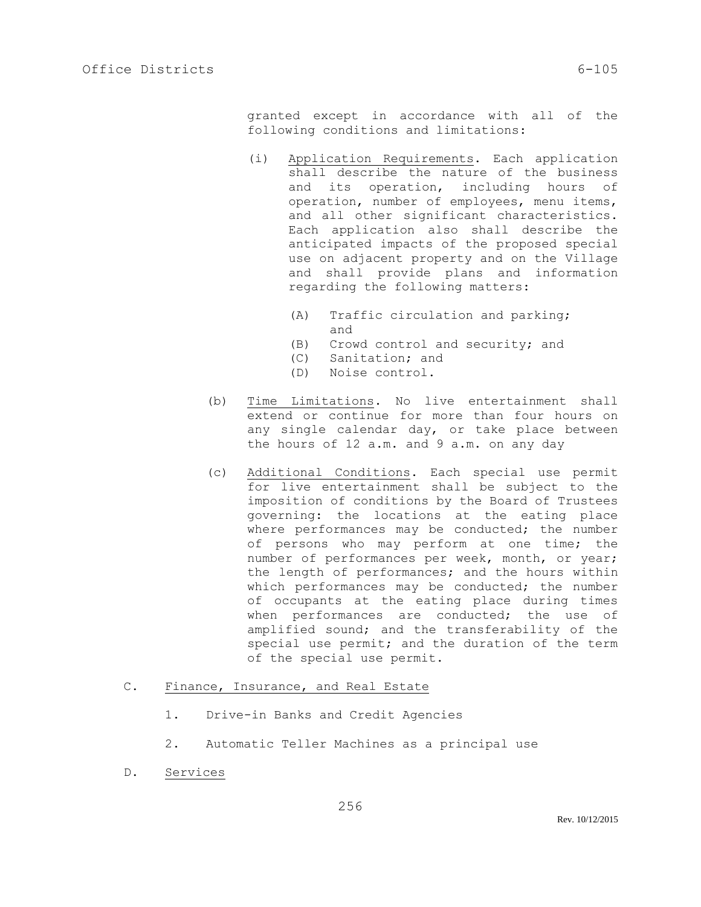granted except in accordance with all of the following conditions and limitations:

(i) Application Requirements. Each application shall describe the nature of the business and its operation, including hours of operation, number of employees, menu items, and all other significant characteristics. Each application also shall describe the anticipated impacts of the proposed special use on adjacent property and on the Village and shall provide plans and information regarding the following matters:

(A) Traffic circulation and parking; and
(B) Crowd control and security; and
(C) Sanitation; and
(D) Noise control.

(b) Time Limitations. No live entertainment shall extend or continue for more than four hours on any single calendar day, or take place between the hours of 12 a.m. and 9 a.m. on any day

(c) Additional Conditions. Each special use permit for live entertainment shall be subject to the imposition of conditions by the Board of Trustees governing: the locations at the eating place where performances may be conducted; the number of persons who may perform at one time; the number of performances per week, month, or year; the length of performances; and the hours within which performances may be conducted; the number of occupants at the eating place during times when performances are conducted; the use of amplified sound; and the transferability of the special use permit; and the duration of the term of the special use permit.

C. Finance, Insurance, and Real Estate

1. Drive-in Banks and Credit Agencies

2. Automatic Teller Machines as a principal use

D. Services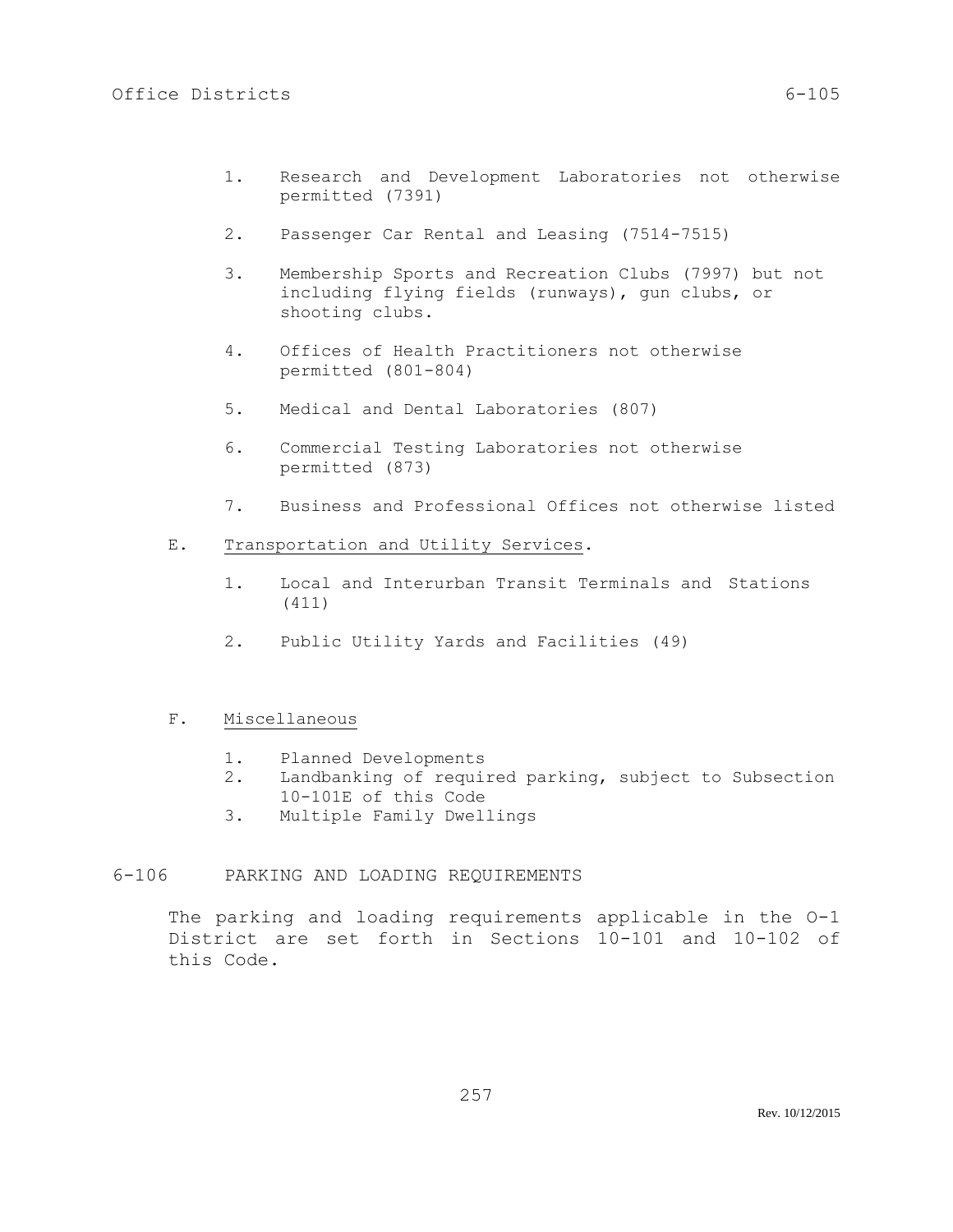1. Research and Development Laboratories not otherwise permitted (7391)

2. Passenger Car Rental and Leasing (7514-7515)

3. Membership Sports and Recreation Clubs (7997) but not including flying fields (runways), gun clubs, or shooting clubs.

4. Offices of Health Practitioners not otherwise permitted (801-804)

5. Medical and Dental Laboratories (807)

6. Commercial Testing Laboratories not otherwise permitted (873)

7. Business and Professional Offices not otherwise listed

E. Transportation and Utility Services.

1. Local and Interurban Transit Terminals and Stations (411)

2. Public Utility Yards and Facilities (49)

F. Miscellaneous

1. Planned Developments
2. Landbanking of required parking, subject to Subsection 10-101E of this Code
3. Multiple Family Dwellings

## 6-106 PARKING AND LOADING REQUIREMENTS

The parking and loading requirements applicable in the O-1 District are set forth in Sections 10-101 and 10-102 of this Code.

Rev. 10/12/2015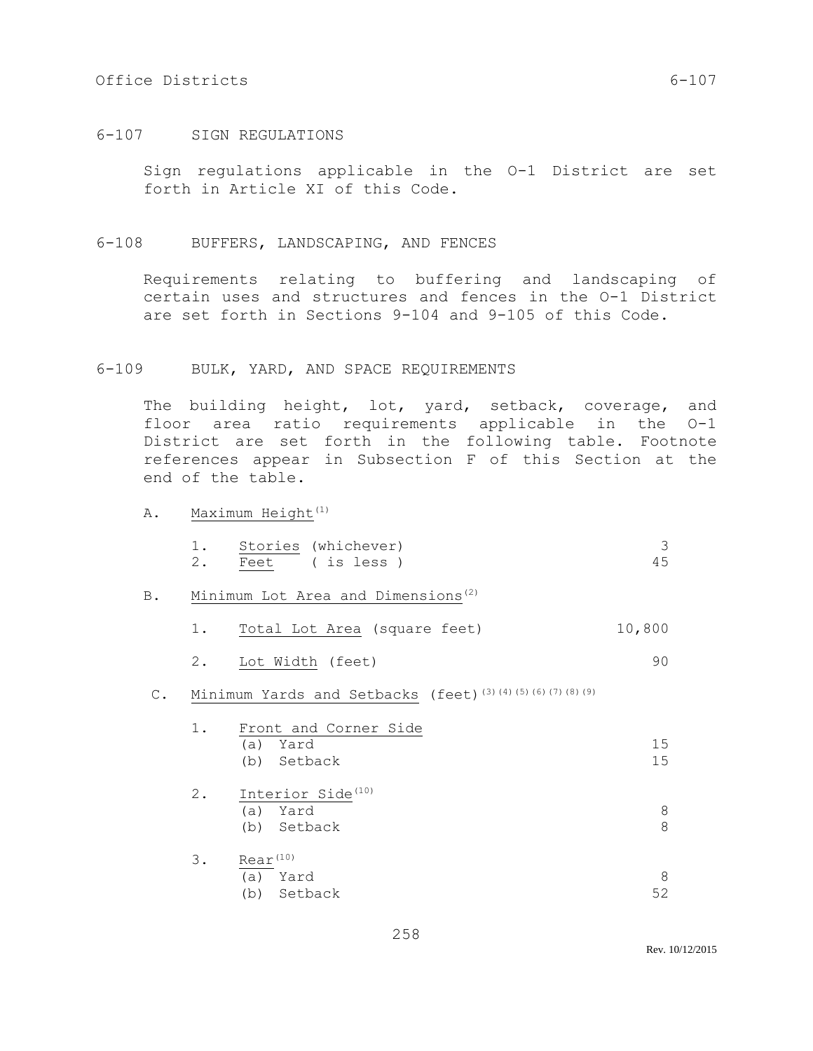## 6-107 SIGN REGULATIONS

Sign regulations applicable in the O-1 District are set forth in Article XI of this Code.

## 6-108 BUFFERS, LANDSCAPING, AND FENCES

Requirements relating to buffering and landscaping of certain uses and structures and fences in the O-1 District are set forth in Sections 9-104 and 9-105 of this Code.

## 6-109 BULK, YARD, AND SPACE REQUIREMENTS

The building height, lot, yard, setback, coverage, and floor area ratio requirements applicable in the O-1 District are set forth in the following table. Footnote references appear in Subsection F of this Section at the end of the table.

A. Maximum Height[(1)]

| | | |
|---|---|---|
| 1. | Stories (whichever) | 3 |
| 2. | Feet ( is less ) | 45 |

B. Minimum Lot Area and Dimensions[(2)]

| | | |
|---|---|---|
| 1. | Total Lot Area (square feet) | 10,800 |
| 2. | Lot Width (feet) | 90 |

C. Minimum Yards and Setbacks (feet)[(3)(4)(5)(6)(7)(8)(9)]

| | | |
|---|---|---|
| 1. | Front and Corner Side | |
| | (a) Yard | 15 |
| | (b) Setback | 15 |
| 2. | Interior Side[(10)] | |
| | (a) Yard | 8 |
| | (b) Setback | 8 |
| 3. | Rear[(10)] | |
| | (a) Yard | 8 |
| | (b) Setback | 52 |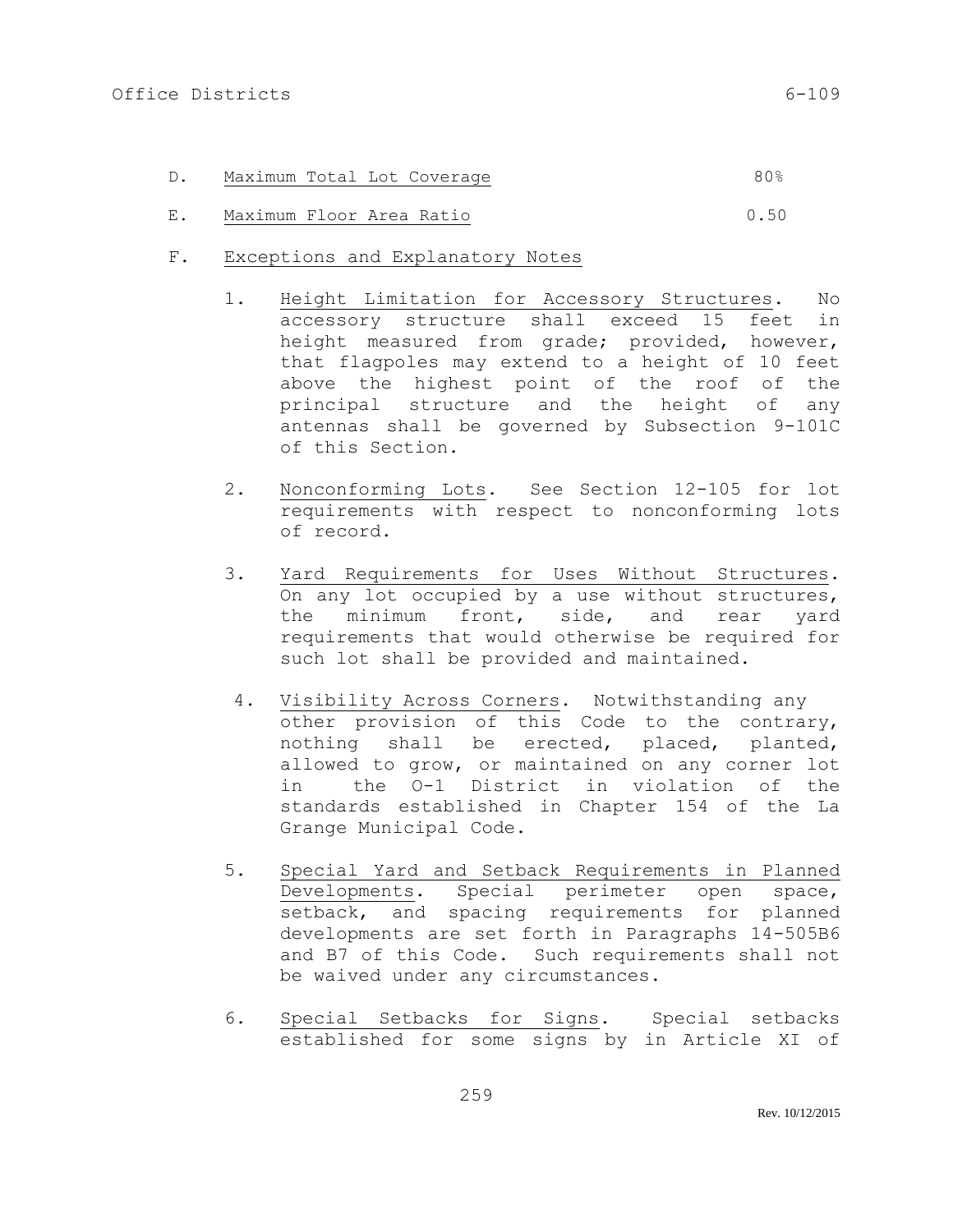D. <u>Maximum Total Lot Coverage</u> 80%

E. <u>Maximum Floor Area Ratio</u> 0.50

F. <u>Exceptions and Explanatory Notes</u>

1. <u>Height Limitation for Accessory Structures</u>. No accessory structure shall exceed 15 feet in height measured from grade; provided, however, that flagpoles may extend to a height of 10 feet above the highest point of the roof of the principal structure and the height of any antennas shall be governed by Subsection 9-101C of this Section.

2. <u>Nonconforming Lots</u>. See Section 12-105 for lot requirements with respect to nonconforming lots of record.

3. <u>Yard Requirements for Uses Without Structures</u>. On any lot occupied by a use without structures, the minimum front, side, and rear yard requirements that would otherwise be required for such lot shall be provided and maintained.

4. <u>Visibility Across Corners</u>. Notwithstanding any other provision of this Code to the contrary, nothing shall be erected, placed, planted, allowed to grow, or maintained on any corner lot in the O-1 District in violation of the standards established in Chapter 154 of the La Grange Municipal Code.

5. <u>Special Yard and Setback Requirements in Planned Developments</u>. Special perimeter open space, setback, and spacing requirements for planned developments are set forth in Paragraphs 14-505B6 and B7 of this Code. Such requirements shall not be waived under any circumstances.

6. <u>Special Setbacks for Signs</u>. Special setbacks established for some signs by in Article XI of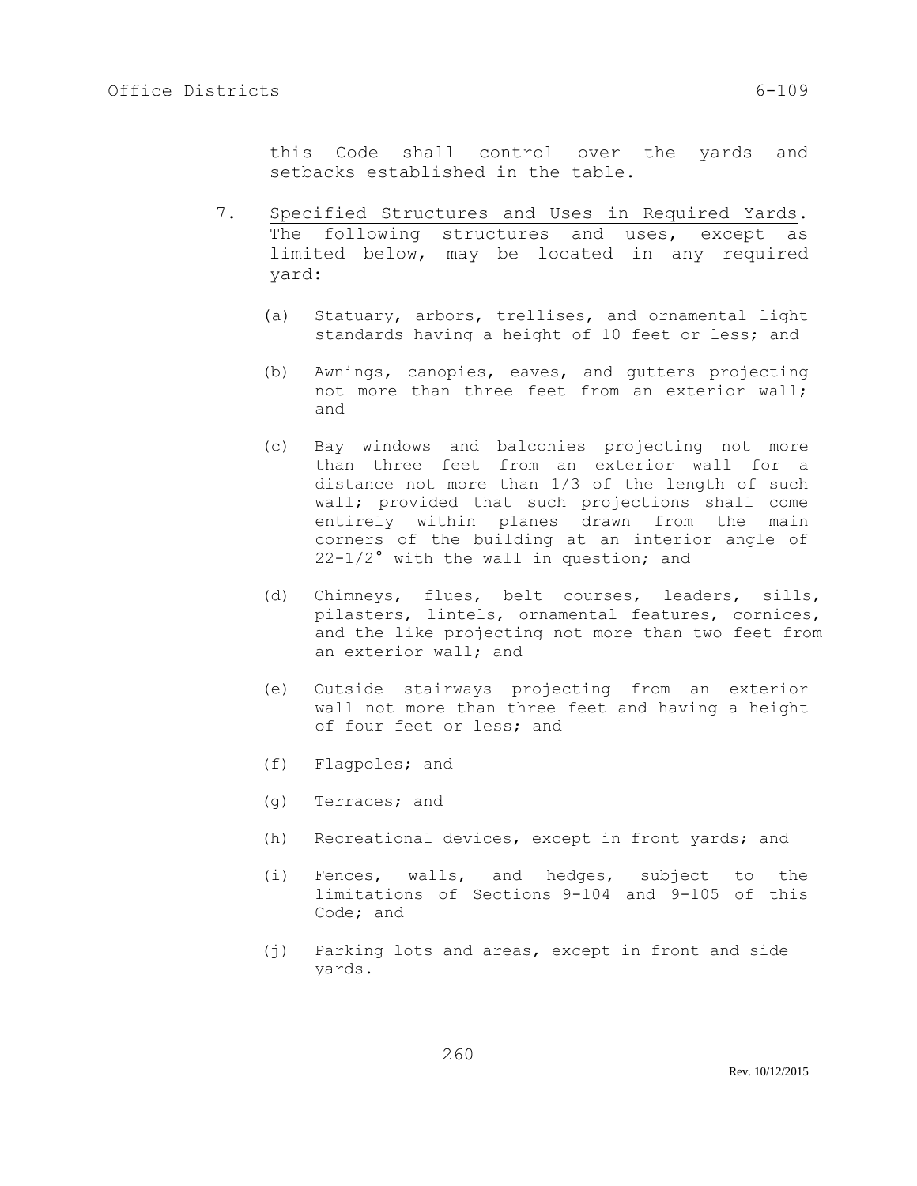this Code shall control over the yards and setbacks established in the table.

7. Specified Structures and Uses in Required Yards. The following structures and uses, except as limited below, may be located in any required yard:

   (a) Statuary, arbors, trellises, and ornamental light standards having a height of 10 feet or less; and

   (b) Awnings, canopies, eaves, and gutters projecting not more than three feet from an exterior wall; and

   (c) Bay windows and balconies projecting not more than three feet from an exterior wall for a distance not more than 1/3 of the length of such wall; provided that such projections shall come entirely within planes drawn from the main corners of the building at an interior angle of 22-1/2° with the wall in question; and

   (d) Chimneys, flues, belt courses, leaders, sills, pilasters, lintels, ornamental features, cornices, and the like projecting not more than two feet from an exterior wall; and

   (e) Outside stairways projecting from an exterior wall not more than three feet and having a height of four feet or less; and

   (f) Flagpoles; and

   (g) Terraces; and

   (h) Recreational devices, except in front yards; and

   (i) Fences, walls, and hedges, subject to the limitations of Sections 9-104 and 9-105 of this Code; and

   (j) Parking lots and areas, except in front and side yards.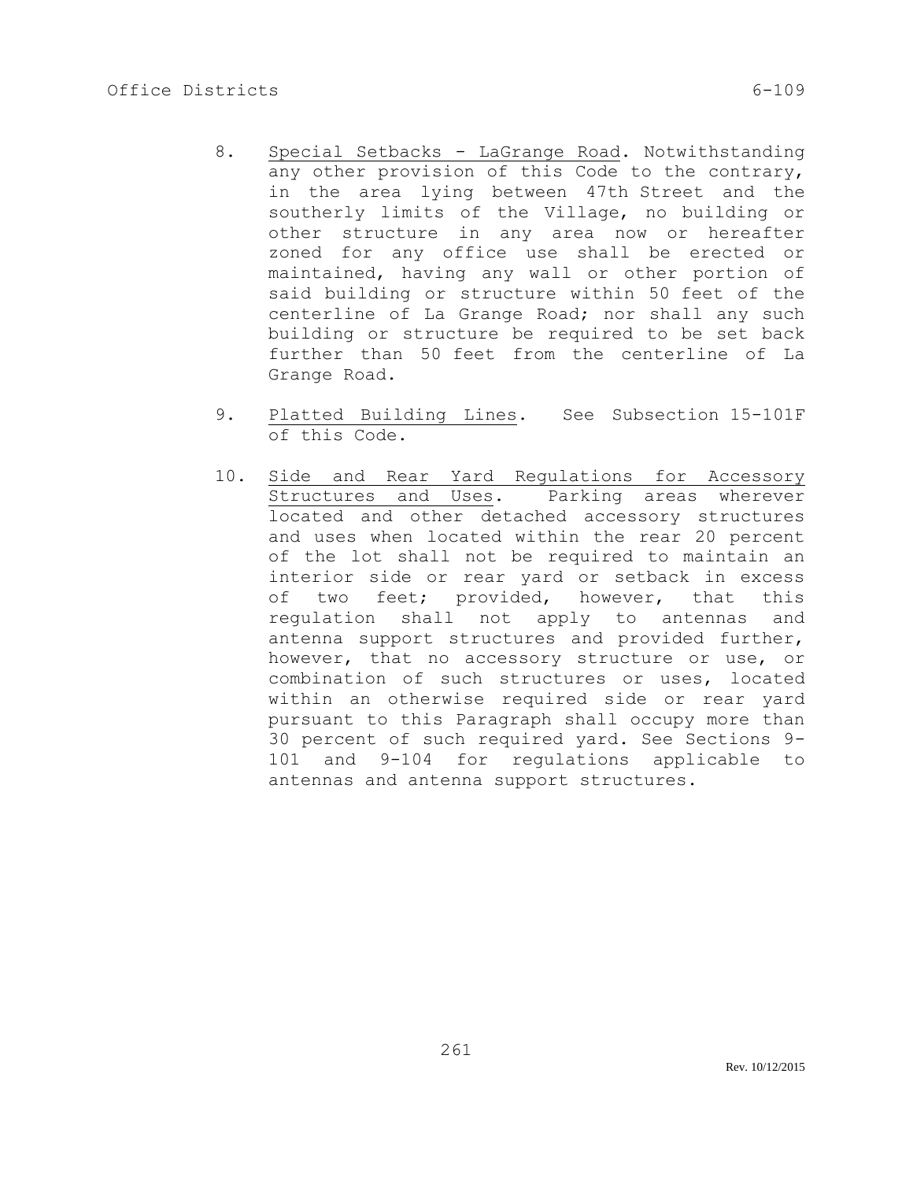8. Special Setbacks - LaGrange Road. Notwithstanding any other provision of this Code to the contrary, in the area lying between 47th Street and the southerly limits of the Village, no building or other structure in any area now or hereafter zoned for any office use shall be erected or maintained, having any wall or other portion of said building or structure within 50 feet of the centerline of La Grange Road; nor shall any such building or structure be required to be set back further than 50 feet from the centerline of La Grange Road.

9. Platted Building Lines. See Subsection 15-101F of this Code.

10. Side and Rear Yard Regulations for Accessory Structures and Uses. Parking areas wherever located and other detached accessory structures and uses when located within the rear 20 percent of the lot shall not be required to maintain an interior side or rear yard or setback in excess of two feet; provided, however, that this regulation shall not apply to antennas and antenna support structures and provided further, however, that no accessory structure or use, or combination of such structures or uses, located within an otherwise required side or rear yard pursuant to this Paragraph shall occupy more than 30 percent of such required yard. See Sections 9-101 and 9-104 for regulations applicable to antennas and antenna support structures.